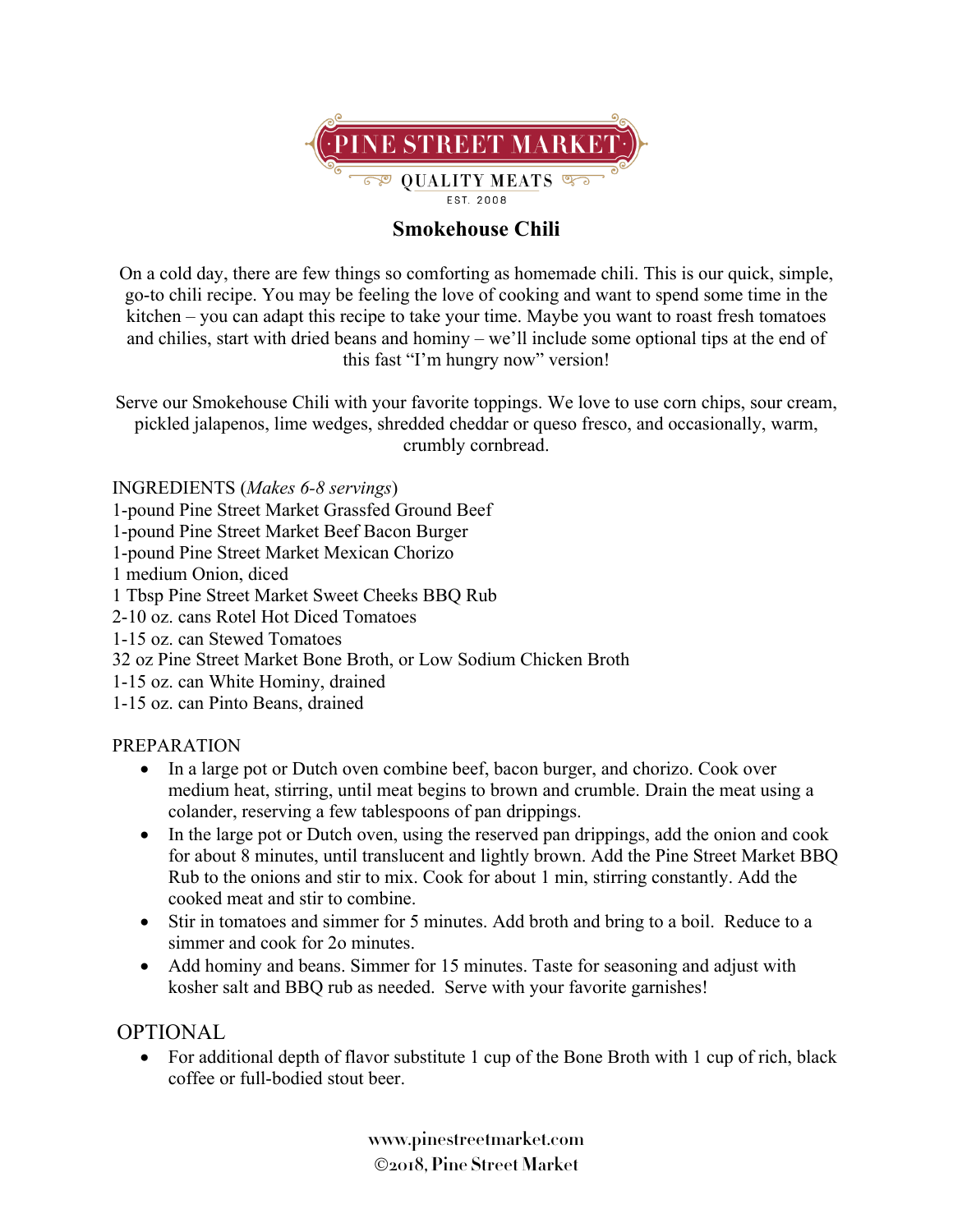PINE STREET MARKET

QUALITY MEATS

EST. 2008

# Smokehouse Chili

On a cold day, there are few things so comforting as homemade chili. This is our quick, simple, go-to chili recipe. You may be feeling the love of cooking and want to spend some time in the kitchen – you can adapt this recipe to take your time. Maybe you want to roast fresh tomatoes and chilies, start with dried beans and hominy – we'll include some optional tips at the end of this fast "I'm hungry now" version!

Serve our Smokehouse Chili with your favorite toppings. We love to use corn chips, sour cream, pickled jalapenos, lime wedges, shredded cheddar or queso fresco, and occasionally, warm, crumbly cornbread.

INGREDIENTS (*Makes 6-8 servings*)

1-pound Pine Street Market Grassfed Ground Beef
1-pound Pine Street Market Beef Bacon Burger
1-pound Pine Street Market Mexican Chorizo
1 medium Onion, diced
1 Tbsp Pine Street Market Sweet Cheeks BBQ Rub
2-10 oz. cans Rotel Hot Diced Tomatoes
1-15 oz. can Stewed Tomatoes
32 oz Pine Street Market Bone Broth, or Low Sodium Chicken Broth
1-15 oz. can White Hominy, drained
1-15 oz. can Pinto Beans, drained

PREPARATION

- In a large pot or Dutch oven combine beef, bacon burger, and chorizo. Cook over medium heat, stirring, until meat begins to brown and crumble. Drain the meat using a colander, reserving a few tablespoons of pan drippings.
- In the large pot or Dutch oven, using the reserved pan drippings, add the onion and cook for about 8 minutes, until translucent and lightly brown. Add the Pine Street Market BBQ Rub to the onions and stir to mix. Cook for about 1 min, stirring constantly. Add the cooked meat and stir to combine.
- Stir in tomatoes and simmer for 5 minutes. Add broth and bring to a boil. Reduce to a simmer and cook for 2o minutes.
- Add hominy and beans. Simmer for 15 minutes. Taste for seasoning and adjust with kosher salt and BBQ rub as needed. Serve with your favorite garnishes!

## OPTIONAL

- For additional depth of flavor substitute 1 cup of the Bone Broth with 1 cup of rich, black coffee or full-bodied stout beer.

www.pinestreetmarket.com
©2018, Pine Street Market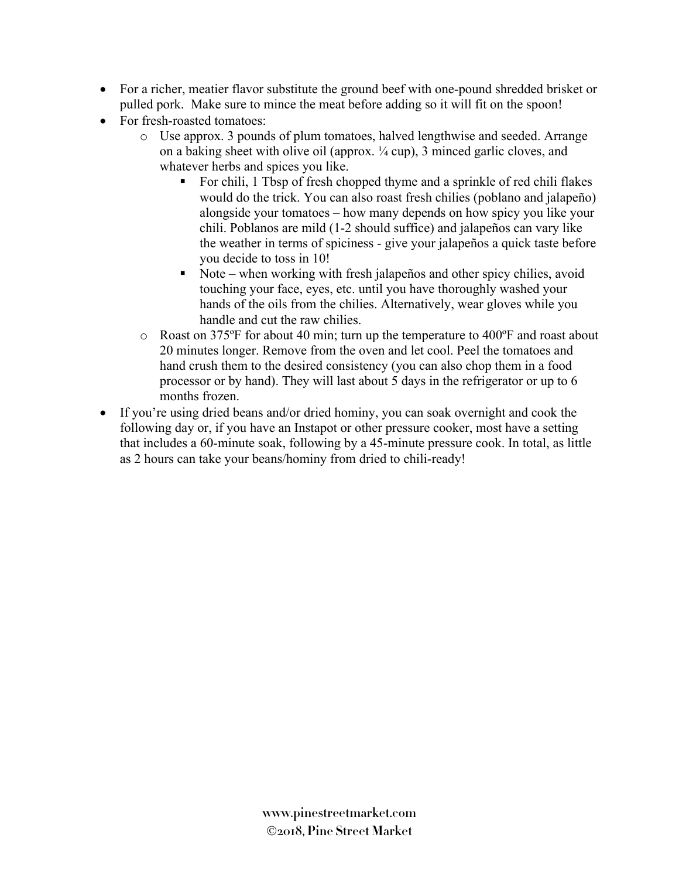- For a richer, meatier flavor substitute the ground beef with one-pound shredded brisket or pulled pork. Make sure to mince the meat before adding so it will fit on the spoon!
- For fresh-roasted tomatoes:
  - Use approx. 3 pounds of plum tomatoes, halved lengthwise and seeded. Arrange on a baking sheet with olive oil (approx. ¼ cup), 3 minced garlic cloves, and whatever herbs and spices you like.
    - For chili, 1 Tbsp of fresh chopped thyme and a sprinkle of red chili flakes would do the trick. You can also roast fresh chilies (poblano and jalapeño) alongside your tomatoes – how many depends on how spicy you like your chili. Poblanos are mild (1-2 should suffice) and jalapeños can vary like the weather in terms of spiciness - give your jalapeños a quick taste before you decide to toss in 10!
    - Note – when working with fresh jalapeños and other spicy chilies, avoid touching your face, eyes, etc. until you have thoroughly washed your hands of the oils from the chilies. Alternatively, wear gloves while you handle and cut the raw chilies.
  - Roast on 375ºF for about 40 min; turn up the temperature to 400ºF and roast about 20 minutes longer. Remove from the oven and let cool. Peel the tomatoes and hand crush them to the desired consistency (you can also chop them in a food processor or by hand). They will last about 5 days in the refrigerator or up to 6 months frozen.
- If you're using dried beans and/or dried hominy, you can soak overnight and cook the following day or, if you have an Instapot or other pressure cooker, most have a setting that includes a 60-minute soak, following by a 45-minute pressure cook. In total, as little as 2 hours can take your beans/hominy from dried to chili-ready!

www.pinestreetmarket.com
©2018, Pine Street Market